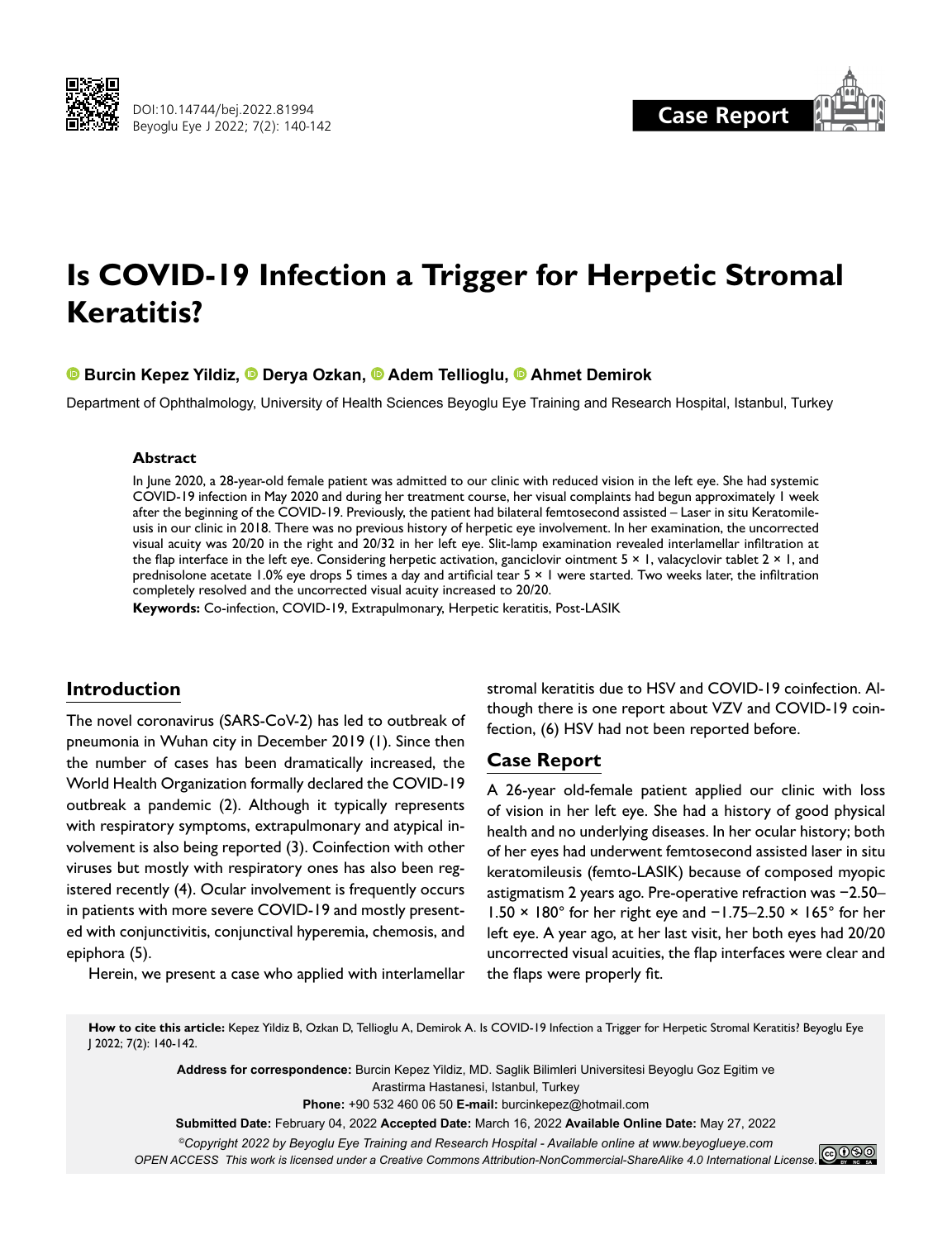Case Report

# Is COVID-19 Infection a Trigger for Herpetic Stromal Keratitis?

**Burcin Kepez Yildiz, Derya Ozkan, Adem Tellioglu, Ahmet Demirok**

Department of Ophthalmology, University of Health Sciences Beyoglu Eye Training and Research Hospital, Istanbul, Turkey

### Abstract

In June 2020, a 28-year-old female patient was admitted to our clinic with reduced vision in the left eye. She had systemic COVID-19 infection in May 2020 and during her treatment course, her visual complaints had begun approximately 1 week after the beginning of the COVID-19. Previously, the patient had bilateral femtosecond assisted – Laser in situ Keratomileusis in our clinic in 2018. There was no previous history of herpetic eye involvement. In her examination, the uncorrected visual acuity was 20/20 in the right and 20/32 in her left eye. Slit-lamp examination revealed interlamellar infiltration at the flap interface in the left eye. Considering herpetic activation, ganciclovir ointment 5 × 1, valacyclovir tablet 2 × 1, and prednisolone acetate 1.0% eye drops 5 times a day and artificial tear 5 × 1 were started. Two weeks later, the infiltration completely resolved and the uncorrected visual acuity increased to 20/20.

**Keywords:** Co-infection, COVID-19, Extrapulmonary, Herpetic keratitis, Post-LASIK

## Introduction

The novel coronavirus (SARS-CoV-2) has led to outbreak of pneumonia in Wuhan city in December 2019 (1). Since then the number of cases has been dramatically increased, the World Health Organization formally declared the COVID-19 outbreak a pandemic (2). Although it typically represents with respiratory symptoms, extrapulmonary and atypical involvement is also being reported (3). Coinfection with other viruses but mostly with respiratory ones has also been registered recently (4). Ocular involvement is frequently occurs in patients with more severe COVID-19 and mostly presented with conjunctivitis, conjunctival hyperemia, chemosis, and epiphora (5).

Herein, we present a case who applied with interlamellar stromal keratitis due to HSV and COVID-19 coinfection. Although there is one report about VZV and COVID-19 coinfection, (6) HSV had not been reported before.

## Case Report

A 26-year old-female patient applied our clinic with loss of vision in her left eye. She had a history of good physical health and no underlying diseases. In her ocular history; both of her eyes had underwent femtosecond assisted laser in situ keratomileusis (femto-LASIK) because of composed myopic astigmatism 2 years ago. Pre-operative refraction was −2.50–1.50 × 180° for her right eye and −1.75–2.50 × 165° for her left eye. A year ago, at her last visit, her both eyes had 20/20 uncorrected visual acuities, the flap interfaces were clear and the flaps were properly fit.

**How to cite this article:** Kepez Yildiz B, Ozkan D, Tellioglu A, Demirok A. Is COVID-19 Infection a Trigger for Herpetic Stromal Keratitis? Beyoglu Eye J 2022; 7(2): 140-142.

**Address for correspondence:** Burcin Kepez Yildiz, MD. Saglik Bilimleri Universitesi Beyoglu Goz Egitim ve Arastirma Hastanesi, Istanbul, Turkey

**Phone:** +90 532 460 06 50 **E-mail:** burcinkepez@hotmail.com

**Submitted Date:** February 04, 2022 **Accepted Date:** March 16, 2022 **Available Online Date:** May 27, 2022

*©Copyright 2022 by Beyoglu Eye Training and Research Hospital - Available online at www.beyoglueye.com*

*OPEN ACCESS This work is licensed under a Creative Commons Attribution-NonCommercial-ShareAlike 4.0 International License.*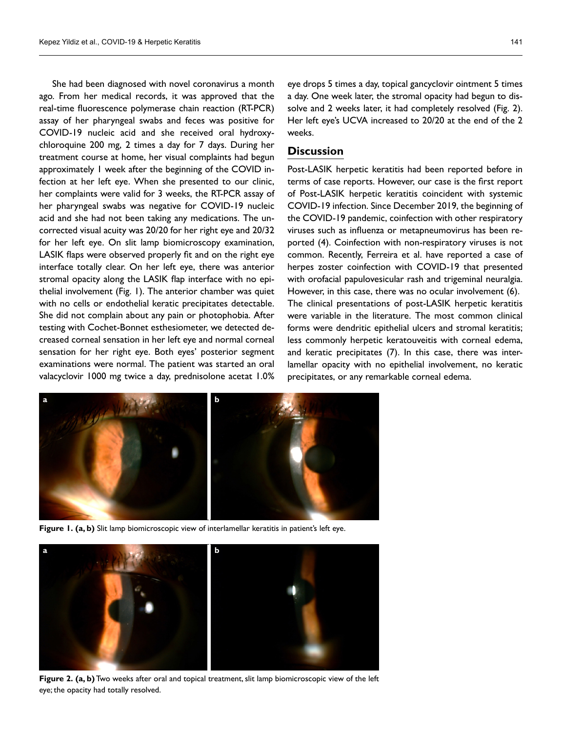She had been diagnosed with novel coronavirus a month ago. From her medical records, it was approved that the real-time fluorescence polymerase chain reaction (RT-PCR) assay of her pharyngeal swabs and feces was positive for COVID-19 nucleic acid and she received oral hydroxychloroquine 200 mg, 2 times a day for 7 days. During her treatment course at home, her visual complaints had begun approximately 1 week after the beginning of the COVID infection at her left eye. When she presented to our clinic, her complaints were valid for 3 weeks, the RT-PCR assay of her pharyngeal swabs was negative for COVID-19 nucleic acid and she had not been taking any medications. The uncorrected visual acuity was 20/20 for her right eye and 20/32 for her left eye. On slit lamp biomicroscopy examination, LASIK flaps were observed properly fit and on the right eye interface totally clear. On her left eye, there was anterior stromal opacity along the LASIK flap interface with no epithelial involvement (Fig. 1). The anterior chamber was quiet with no cells or endothelial keratic precipitates detectable. She did not complain about any pain or photophobia. After testing with Cochet-Bonnet esthesiometer, we detected decreased corneal sensation in her left eye and normal corneal sensation for her right eye. Both eyes' posterior segment examinations were normal. The patient was started an oral valacyclovir 1000 mg twice a day, prednisolone acetat 1.0% eye drops 5 times a day, topical gancyclovir ointment 5 times a day. One week later, the stromal opacity had begun to dissolve and 2 weeks later, it had completely resolved (Fig. 2). Her left eye's UCVA increased to 20/20 at the end of the 2 weeks.

## Discussion

Post-LASIK herpetic keratitis had been reported before in terms of case reports. However, our case is the first report of Post-LASIK herpetic keratitis coincident with systemic COVID-19 infection. Since December 2019, the beginning of the COVID-19 pandemic, coinfection with other respiratory viruses such as influenza or metapneumovirus has been reported (4). Coinfection with non-respiratory viruses is not common. Recently, Ferreira et al. have reported a case of herpes zoster coinfection with COVID-19 that presented with orofacial papulovesicular rash and trigeminal neuralgia. However, in this case, there was no ocular involvement (6).

The clinical presentations of post-LASIK herpetic keratitis were variable in the literature. The most common clinical forms were dendritic epithelial ulcers and stromal keratitis; less commonly herpetic keratouveitis with corneal edema, and keratic precipitates (7). In this case, there was interlamellar opacity with no epithelial involvement, no keratic precipitates, or any remarkable corneal edema.

**Figure 1. (a, b)** Slit lamp biomicroscopic view of interlamellar keratitis in patient's left eye.

**Figure 2. (a, b)** Two weeks after oral and topical treatment, slit lamp biomicroscopic view of the left eye; the opacity had totally resolved.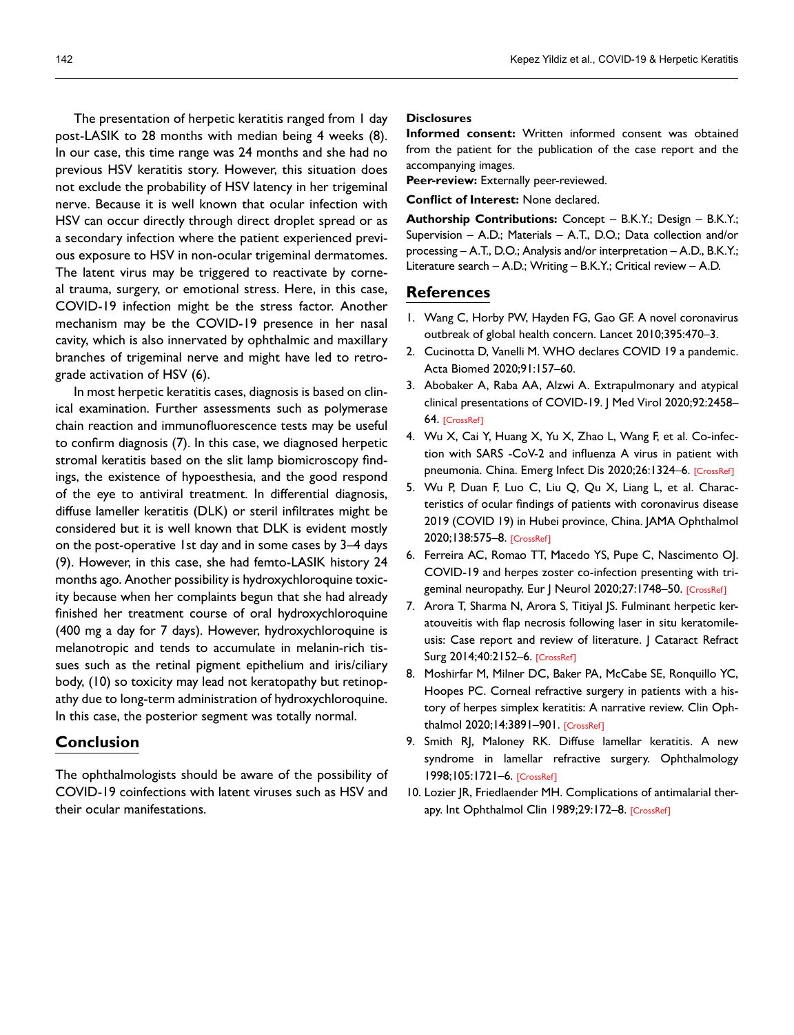The presentation of herpetic keratitis ranged from 1 day post-LASIK to 28 months with median being 4 weeks (8). In our case, this time range was 24 months and she had no previous HSV keratitis story. However, this situation does not exclude the probability of HSV latency in her trigeminal nerve. Because it is well known that ocular infection with HSV can occur directly through direct droplet spread or as a secondary infection where the patient experienced previous exposure to HSV in non-ocular trigeminal dermatomes. The latent virus may be triggered to reactivate by corneal trauma, surgery, or emotional stress. Here, in this case, COVID-19 infection might be the stress factor. Another mechanism may be the COVID-19 presence in her nasal cavity, which is also innervated by ophthalmic and maxillary branches of trigeminal nerve and might have led to retrograde activation of HSV (6).

In most herpetic keratitis cases, diagnosis is based on clinical examination. Further assessments such as polymerase chain reaction and immunofluorescence tests may be useful to confirm diagnosis (7). In this case, we diagnosed herpetic stromal keratitis based on the slit lamp biomicroscopy findings, the existence of hypoesthesia, and the good respond of the eye to antiviral treatment. In differential diagnosis, diffuse lameller keratitis (DLK) or steril infiltrates might be considered but it is well known that DLK is evident mostly on the post-operative 1st day and in some cases by 3–4 days (9). However, in this case, she had femto-LASIK history 24 months ago. Another possibility is hydroxychloroquine toxicity because when her complaints begun that she had already finished her treatment course of oral hydroxychloroquine (400 mg a day for 7 days). However, hydroxychloroquine is melanotropic and tends to accumulate in melanin-rich tissues such as the retinal pigment epithelium and iris/ciliary body, (10) so toxicity may lead not keratopathy but retinopathy due to long-term administration of hydroxychloroquine. In this case, the posterior segment was totally normal.

## Conclusion

The ophthalmologists should be aware of the possibility of COVID-19 coinfections with latent viruses such as HSV and their ocular manifestations.

### Disclosures

**Informed consent:** Written informed consent was obtained from the patient for the publication of the case report and the accompanying images.

**Peer-review:** Externally peer-reviewed.

**Conflict of Interest:** None declared.

**Authorship Contributions:** Concept – B.K.Y.; Design – B.K.Y.; Supervision – A.D.; Materials – A.T., D.O.; Data collection and/or processing – A.T., D.O.; Analysis and/or interpretation – A.D., B.K.Y.; Literature search – A.D.; Writing – B.K.Y.; Critical review – A.D.

## References

1. Wang C, Horby PW, Hayden FG, Gao GF. A novel coronavirus outbreak of global health concern. Lancet 2010;395:470–3.
2. Cucinotta D, Vanelli M. WHO declares COVID 19 a pandemic. Acta Biomed 2020;91:157–60.
3. Abobaker A, Raba AA, Alzwi A. Extrapulmonary and atypical clinical presentations of COVID-19. J Med Virol 2020;92:2458–64. [CrossRef]
4. Wu X, Cai Y, Huang X, Yu X, Zhao L, Wang F, et al. Co-infection with SARS -CoV-2 and influenza A virus in patient with pneumonia. China. Emerg Infect Dis 2020;26:1324–6. [CrossRef]
5. Wu P, Duan F, Luo C, Liu Q, Qu X, Liang L, et al. Characteristics of ocular findings of patients with coronavirus disease 2019 (COVID 19) in Hubei province, China. JAMA Ophthalmol 2020;138:575–8. [CrossRef]
6. Ferreira AC, Romao TT, Macedo YS, Pupe C, Nascimento OJ. COVID-19 and herpes zoster co-infection presenting with trigeminal neuropathy. Eur J Neurol 2020;27:1748–50. [CrossRef]
7. Arora T, Sharma N, Arora S, Titiyal JS. Fulminant herpetic keratouveitis with flap necrosis following laser in situ keratomileusis: Case report and review of literature. J Cataract Refract Surg 2014;40:2152–6. [CrossRef]
8. Moshirfar M, Milner DC, Baker PA, McCabe SE, Ronquillo YC, Hoopes PC. Corneal refractive surgery in patients with a history of herpes simplex keratitis: A narrative review. Clin Ophthalmol 2020;14:3891–901. [CrossRef]
9. Smith RJ, Maloney RK. Diffuse lamellar keratitis. A new syndrome in lamellar refractive surgery. Ophthalmology 1998;105:1721–6. [CrossRef]
10. Lozier JR, Friedlaender MH. Complications of antimalarial therapy. Int Ophthalmol Clin 1989;29:172–8. [CrossRef]